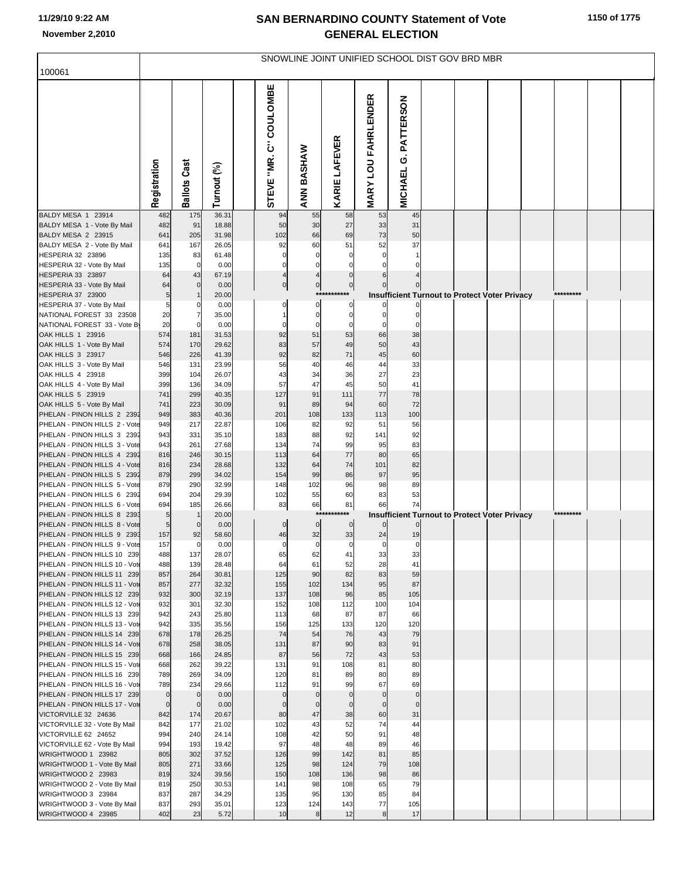# SAN BERNARDINO COUNTY Statement of Vote
## GENERAL ELECTION

November 2,2010

100061

SNOWLINE JOINT UNIFIED SCHOOL DIST GOV BRD MBR

| | Registration | Ballots Cast | Turnout (%) | | STEVE "MR. C" COULOMBE | ANN BASHAW | KARIE LAFEVER | MARY LOU FAHRLENDER | MICHAEL G. PATTERSON |
|---|---|---|---|---|---|---|---|---|---|
| BALDY MESA 1 23914 | 482 | 175 | 36.31 | | 94 | 55 | 58 | 53 | 45 |
| BALDY MESA 1 - Vote By Mail | 482 | 91 | 18.88 | | 50 | 30 | 27 | 33 | 31 |
| BALDY MESA 2 23915 | 641 | 205 | 31.98 | | 102 | 66 | 69 | 73 | 50 |
| BALDY MESA 2 - Vote By Mail | 641 | 167 | 26.05 | | 92 | 60 | 51 | 52 | 37 |
| HESPERIA 32 23896 | 135 | 83 | 61.48 | | 0 | 0 | 0 | 0 | 1 |
| HESPERIA 32 - Vote By Mail | 135 | 0 | 0.00 | | 0 | 0 | 0 | 0 | 0 |
| HESPERIA 33 23897 | 64 | 43 | 67.19 | | 4 | 4 | 0 | 6 | 4 |
| HESPERIA 33 - Vote By Mail | 64 | 0 | 0.00 | | 0 | 0 | 0 | 0 | 0 |
| HESPERIA 37 23900 | 5 | 1 | 20.00 | | *********** | | | Insufficient Turnout to Protect Voter Privacy | ********* |
| HESPERIA 37 - Vote By Mail | 5 | 0 | 0.00 | | 0 | 0 | 0 | 0 | 0 |
| NATIONAL FOREST 33 23508 | 20 | 7 | 35.00 | | 1 | 0 | 0 | 0 | 0 |
| NATIONAL FOREST 33 - Vote By | 20 | 0 | 0.00 | | 0 | 0 | 0 | 0 | 0 |
| OAK HILLS 1 23916 | 574 | 181 | 31.53 | | 92 | 51 | 53 | 66 | 38 |
| OAK HILLS 1 - Vote By Mail | 574 | 170 | 29.62 | | 83 | 57 | 49 | 50 | 43 |
| OAK HILLS 3 23917 | 546 | 226 | 41.39 | | 92 | 82 | 71 | 45 | 60 |
| OAK HILLS 3 - Vote By Mail | 546 | 131 | 23.99 | | 56 | 40 | 46 | 44 | 33 |
| OAK HILLS 4 23918 | 399 | 104 | 26.07 | | 43 | 34 | 36 | 27 | 23 |
| OAK HILLS 4 - Vote By Mail | 399 | 136 | 34.09 | | 57 | 47 | 45 | 50 | 41 |
| OAK HILLS 5 23919 | 741 | 299 | 40.35 | | 127 | 91 | 111 | 77 | 78 |
| OAK HILLS 5 - Vote By Mail | 741 | 223 | 30.09 | | 91 | 89 | 94 | 60 | 72 |
| PHELAN - PINON HILLS 2 2392 | 949 | 383 | 40.36 | | 201 | 108 | 133 | 113 | 100 |
| PHELAN - PINON HILLS 2 - Vote | 949 | 217 | 22.87 | | 106 | 82 | 92 | 51 | 56 |
| PHELAN - PINON HILLS 3 2392 | 943 | 331 | 35.10 | | 183 | 88 | 92 | 141 | 92 |
| PHELAN - PINON HILLS 3 - Vote | 943 | 261 | 27.68 | | 134 | 74 | 99 | 95 | 83 |
| PHELAN - PINON HILLS 4 2392 | 816 | 246 | 30.15 | | 113 | 64 | 77 | 80 | 65 |
| PHELAN - PINON HILLS 4 - Vote | 816 | 234 | 28.68 | | 132 | 64 | 74 | 101 | 82 |
| PHELAN - PINON HILLS 5 2392 | 879 | 299 | 34.02 | | 154 | 99 | 86 | 97 | 95 |
| PHELAN - PINON HILLS 5 - Vote | 879 | 290 | 32.99 | | 148 | 102 | 96 | 98 | 89 |
| PHELAN - PINON HILLS 6 2392 | 694 | 204 | 29.39 | | 102 | 55 | 60 | 83 | 53 |
| PHELAN - PINON HILLS 6 - Vote | 694 | 185 | 26.66 | | 83 | 66 | 81 | 66 | 74 |
| PHELAN - PINON HILLS 8 2393 | 5 | 1 | 20.00 | | *********** | | | Insufficient Turnout to Protect Voter Privacy | ********* |
| PHELAN - PINON HILLS 8 - Vote | 5 | 0 | 0.00 | | 0 | 0 | 0 | 0 | 0 |
| PHELAN - PINON HILLS 9 2393 | 157 | 92 | 58.60 | | 46 | 32 | 33 | 24 | 19 |
| PHELAN - PINON HILLS 9 - Vote | 157 | 0 | 0.00 | | 0 | 0 | 0 | 0 | 0 |
| PHELAN - PINON HILLS 10 239 | 488 | 137 | 28.07 | | 65 | 62 | 41 | 33 | 33 |
| PHELAN - PINON HILLS 10 - Vot | 488 | 139 | 28.48 | | 64 | 61 | 52 | 28 | 41 |
| PHELAN - PINON HILLS 11 239 | 857 | 264 | 30.81 | | 125 | 90 | 82 | 83 | 59 |
| PHELAN - PINON HILLS 11 - Vot | 857 | 277 | 32.32 | | 155 | 102 | 134 | 95 | 87 |
| PHELAN - PINON HILLS 12 239 | 932 | 300 | 32.19 | | 137 | 108 | 96 | 85 | 105 |
| PHELAN - PINON HILLS 12 - Vot | 932 | 301 | 32.30 | | 152 | 108 | 112 | 100 | 104 |
| PHELAN - PINON HILLS 13 239 | 942 | 243 | 25.80 | | 113 | 68 | 87 | 87 | 66 |
| PHELAN - PINON HILLS 13 - Vot | 942 | 335 | 35.56 | | 156 | 125 | 133 | 120 | 120 |
| PHELAN - PINON HILLS 14 239 | 678 | 178 | 26.25 | | 74 | 54 | 76 | 43 | 79 |
| PHELAN - PINON HILLS 14 - Vot | 678 | 258 | 38.05 | | 131 | 87 | 90 | 83 | 91 |
| PHELAN - PINON HILLS 15 239 | 668 | 166 | 24.85 | | 87 | 56 | 72 | 43 | 53 |
| PHELAN - PINON HILLS 15 - Vot | 668 | 262 | 39.22 | | 131 | 91 | 108 | 81 | 80 |
| PHELAN - PINON HILLS 16 239 | 789 | 269 | 34.09 | | 120 | 81 | 89 | 80 | 89 |
| PHELAN - PINON HILLS 16 - Vot | 789 | 234 | 29.66 | | 112 | 91 | 99 | 67 | 69 |
| PHELAN - PINON HILLS 17 239 | 0 | 0 | 0.00 | | 0 | 0 | 0 | 0 | 0 |
| PHELAN - PINON HILLS 17 - Vot | 0 | 0 | 0.00 | | 0 | 0 | 0 | 0 | 0 |
| VICTORVILLE 32 24636 | 842 | 174 | 20.67 | | 80 | 47 | 38 | 60 | 31 |
| VICTORVILLE 32 - Vote By Mail | 842 | 177 | 21.02 | | 102 | 43 | 52 | 74 | 44 |
| VICTORVILLE 62 24652 | 994 | 240 | 24.14 | | 108 | 42 | 50 | 91 | 48 |
| VICTORVILLE 62 - Vote By Mail | 994 | 193 | 19.42 | | 97 | 48 | 48 | 89 | 46 |
| WRIGHTWOOD 1 23982 | 805 | 302 | 37.52 | | 126 | 99 | 142 | 81 | 85 |
| WRIGHTWOOD 1 - Vote By Mail | 805 | 271 | 33.66 | | 125 | 98 | 124 | 79 | 108 |
| WRIGHTWOOD 2 23983 | 819 | 324 | 39.56 | | 150 | 108 | 136 | 98 | 86 |
| WRIGHTWOOD 2 - Vote By Mail | 819 | 250 | 30.53 | | 141 | 98 | 108 | 65 | 79 |
| WRIGHTWOOD 3 23984 | 837 | 287 | 34.29 | | 135 | 95 | 130 | 85 | 84 |
| WRIGHTWOOD 3 - Vote By Mail | 837 | 293 | 35.01 | | 123 | 124 | 143 | 77 | 105 |
| WRIGHTWOOD 4 23985 | 402 | 23 | 5.72 | | 10 | 8 | 12 | 8 | 17 |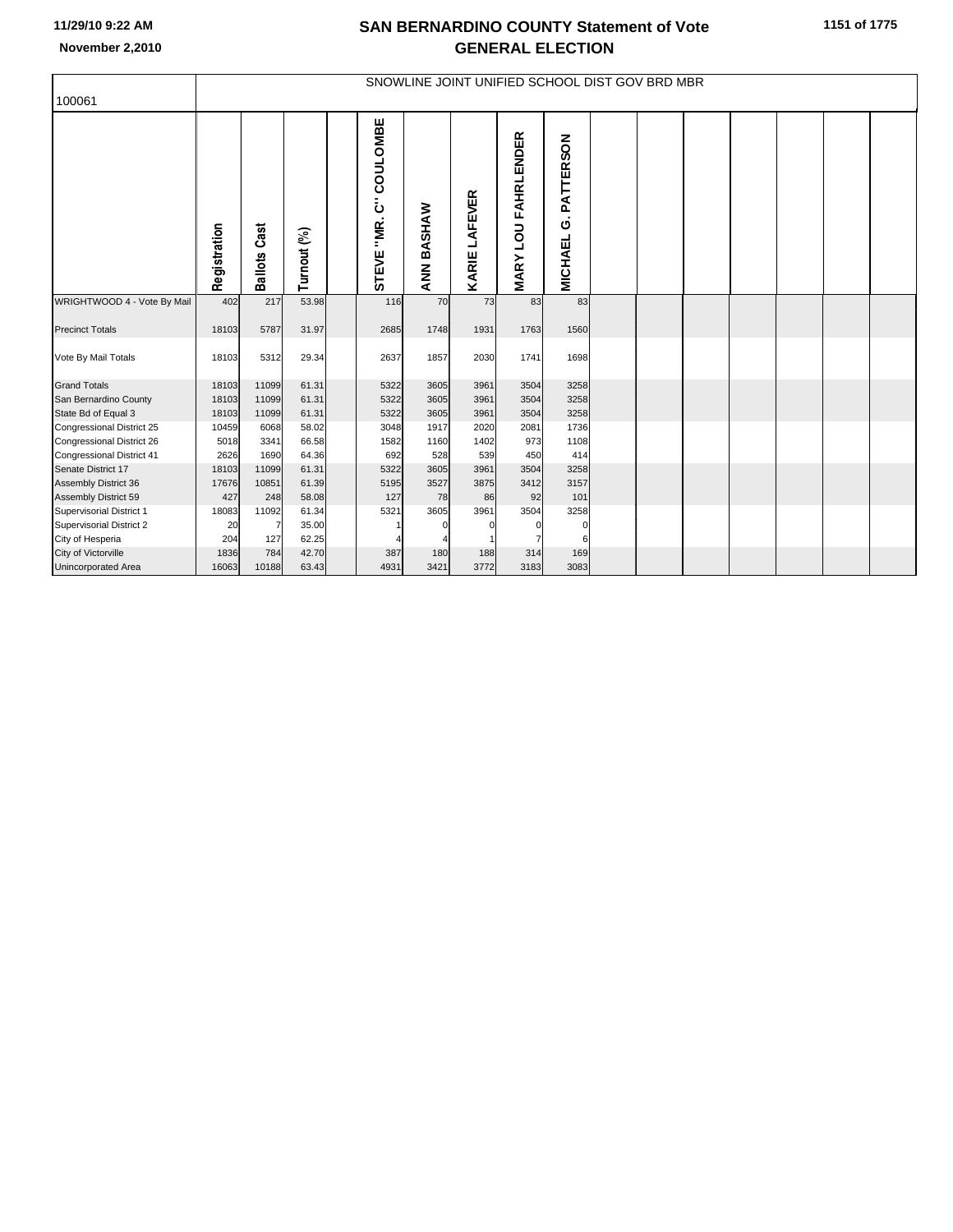# SAN BERNARDINO COUNTY Statement of Vote

## GENERAL ELECTION

November 2,2010

100061

SNOWLINE JOINT UNIFIED SCHOOL DIST GOV BRD MBR

| | Registration | Ballots Cast | Turnout (%) | | STEVE "MR. C" COULOMBE | ANN BASHAW | KARIE LAFEVER | MARY LOU FAHRLENDER | MICHAEL G. PATTERSON |
|---|---|---|---|---|---|---|---|---|---|
| WRIGHTWOOD 4 - Vote By Mail | 402 | 217 | 53.98 | | 116 | 70 | 73 | 83 | 83 |
| Precinct Totals | 18103 | 5787 | 31.97 | | 2685 | 1748 | 1931 | 1763 | 1560 |
| Vote By Mail Totals | 18103 | 5312 | 29.34 | | 2637 | 1857 | 2030 | 1741 | 1698 |
| Grand Totals | 18103 | 11099 | 61.31 | | 5322 | 3605 | 3961 | 3504 | 3258 |
| San Bernardino County | 18103 | 11099 | 61.31 | | 5322 | 3605 | 3961 | 3504 | 3258 |
| State Bd of Equal 3 | 18103 | 11099 | 61.31 | | 5322 | 3605 | 3961 | 3504 | 3258 |
| Congressional District 25 | 10459 | 6068 | 58.02 | | 3048 | 1917 | 2020 | 2081 | 1736 |
| Congressional District 26 | 5018 | 3341 | 66.58 | | 1582 | 1160 | 1402 | 973 | 1108 |
| Congressional District 41 | 2626 | 1690 | 64.36 | | 692 | 528 | 539 | 450 | 414 |
| Senate District 17 | 18103 | 11099 | 61.31 | | 5322 | 3605 | 3961 | 3504 | 3258 |
| Assembly District 36 | 17676 | 10851 | 61.39 | | 5195 | 3527 | 3875 | 3412 | 3157 |
| Assembly District 59 | 427 | 248 | 58.08 | | 127 | 78 | 86 | 92 | 101 |
| Supervisorial District 1 | 18083 | 11092 | 61.34 | | 5321 | 3605 | 3961 | 3504 | 3258 |
| Supervisorial District 2 | 20 | 7 | 35.00 | | 1 | 0 | 0 | 0 | 0 |
| City of Hesperia | 204 | 127 | 62.25 | | 4 | 4 | 1 | 7 | 6 |
| City of Victorville | 1836 | 784 | 42.70 | | 387 | 180 | 188 | 314 | 169 |
| Unincorporated Area | 16063 | 10188 | 63.43 | | 4931 | 3421 | 3772 | 3183 | 3083 |